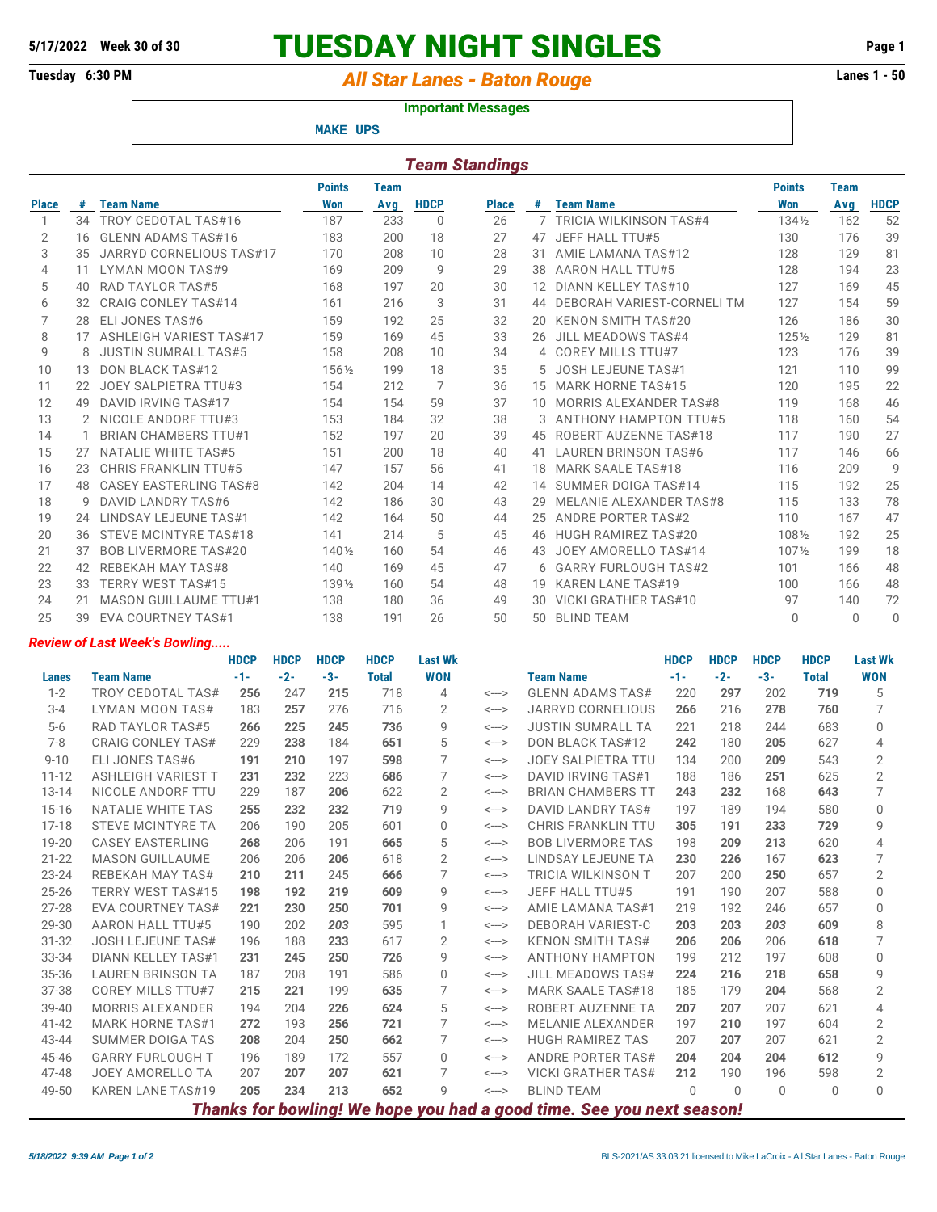5/17/2022 Week 30 of 30

# TUESDAY NIGHT SINGLES

Tuesday 6:30 PM

## All Star Lanes - Baton Rouge

Lanes 1 - 50

**Important Messages**

MAKE UPS

## Team Standings

| Place | # | Team Name | Points Won | Team Avg | HDCP | Place | # | Team Name | Points Won | Team Avg | HDCP |
|---|---|---|---|---|---|---|---|---|---|---|---|
| 1 | 34 | TROY CEDOTAL TAS#16 | 187 | 233 | 0 | 26 | 7 | TRICIA WILKINSON TAS#4 | 134½ | 162 | 52 |
| 2 | 16 | GLENN ADAMS TAS#16 | 183 | 200 | 18 | 27 | 47 | JEFF HALL TTU#5 | 130 | 176 | 39 |
| 3 | 35 | JARRYD CORNELIOUS TAS#17 | 170 | 208 | 10 | 28 | 31 | AMIE LAMANA TAS#12 | 128 | 129 | 81 |
| 4 | 11 | LYMAN MOON TAS#9 | 169 | 209 | 9 | 29 | 38 | AARON HALL TTU#5 | 128 | 194 | 23 |
| 5 | 40 | RAD TAYLOR TAS#5 | 168 | 197 | 20 | 30 | 12 | DIANN KELLEY TAS#10 | 127 | 169 | 45 |
| 6 | 32 | CRAIG CONLEY TAS#14 | 161 | 216 | 3 | 31 | 44 | DEBORAH VARIEST-CORNELI TM | 127 | 154 | 59 |
| 7 | 28 | ELI JONES TAS#6 | 159 | 192 | 25 | 32 | 20 | KENON SMITH TAS#20 | 126 | 186 | 30 |
| 8 | 17 | ASHLEIGH VARIEST TAS#17 | 159 | 169 | 45 | 33 | 26 | JILL MEADOWS TAS#4 | 125½ | 129 | 81 |
| 9 | 8 | JUSTIN SUMRALL TAS#5 | 158 | 208 | 10 | 34 | 4 | COREY MILLS TTU#7 | 123 | 176 | 39 |
| 10 | 13 | DON BLACK TAS#12 | 156½ | 199 | 18 | 35 | 5 | JOSH LEJEUNE TAS#1 | 121 | 110 | 99 |
| 11 | 22 | JOEY SALPIETRA TTU#3 | 154 | 212 | 7 | 36 | 15 | MARK HORNE TAS#15 | 120 | 195 | 22 |
| 12 | 49 | DAVID IRVING TAS#17 | 154 | 154 | 59 | 37 | 10 | MORRIS ALEXANDER TAS#8 | 119 | 168 | 46 |
| 13 | 2 | NICOLE ANDORF TTU#3 | 153 | 184 | 32 | 38 | 3 | ANTHONY HAMPTON TTU#5 | 118 | 160 | 54 |
| 14 | 1 | BRIAN CHAMBERS TTU#1 | 152 | 197 | 20 | 39 | 45 | ROBERT AUZENNE TAS#18 | 117 | 190 | 27 |
| 15 | 27 | NATALIE WHITE TAS#5 | 151 | 200 | 18 | 40 | 41 | LAUREN BRINSON TAS#6 | 117 | 146 | 66 |
| 16 | 23 | CHRIS FRANKLIN TTU#5 | 147 | 157 | 56 | 41 | 18 | MARK SAALE TAS#18 | 116 | 209 | 9 |
| 17 | 48 | CASEY EASTERLING TAS#8 | 142 | 204 | 14 | 42 | 14 | SUMMER DOIGA TAS#14 | 115 | 192 | 25 |
| 18 | 9 | DAVID LANDRY TAS#6 | 142 | 186 | 30 | 43 | 29 | MELANIE ALEXANDER TAS#8 | 115 | 133 | 78 |
| 19 | 24 | LINDSAY LEJEUNE TAS#1 | 142 | 164 | 50 | 44 | 25 | ANDRE PORTER TAS#2 | 110 | 167 | 47 |
| 20 | 36 | STEVE MCINTYRE TAS#18 | 141 | 214 | 5 | 45 | 46 | HUGH RAMIREZ TAS#20 | 108½ | 192 | 25 |
| 21 | 37 | BOB LIVERMORE TAS#20 | 140½ | 160 | 54 | 46 | 43 | JOEY AMORELLO TAS#14 | 107½ | 199 | 18 |
| 22 | 42 | REBEKAH MAY TAS#8 | 140 | 169 | 45 | 47 | 6 | GARRY FURLOUGH TAS#2 | 101 | 166 | 48 |
| 23 | 33 | TERRY WEST TAS#15 | 139½ | 160 | 54 | 48 | 19 | KAREN LANE TAS#19 | 100 | 166 | 48 |
| 24 | 21 | MASON GUILLAUME TTU#1 | 138 | 180 | 36 | 49 | 30 | VICKI GRATHER TAS#10 | 97 | 140 | 72 |
| 25 | 39 | EVA COURTNEY TAS#1 | 138 | 191 | 26 | 50 | 50 | BLIND TEAM | 0 | 0 | 0 |

*Review of Last Week's Bowling.....*

| Lanes | Team Name | HDCP -1- | HDCP -2- | HDCP -3- | HDCP Total | Last Wk WON | | Team Name | HDCP -1- | HDCP -2- | HDCP -3- | HDCP Total | Last Wk WON |
|---|---|---|---|---|---|---|---|---|---|---|---|---|---|
| 1-2 | TROY CEDOTAL TAS# | **256** | 247 | **215** | 718 | 4 | <---> | GLENN ADAMS TAS# | 220 | **297** | 202 | **719** | 5 |
| 3-4 | LYMAN MOON TAS# | 183 | **257** | 276 | 716 | 2 | <---> | JARRYD CORNELIOUS | **266** | 216 | **278** | **760** | 7 |
| 5-6 | RAD TAYLOR TAS#5 | **266** | **225** | **245** | **736** | 9 | <---> | JUSTIN SUMRALL TA | 221 | 218 | 244 | 683 | 0 |
| 7-8 | CRAIG CONLEY TAS# | 229 | **238** | 184 | **651** | 5 | <---> | DON BLACK TAS#12 | **242** | 180 | **205** | 627 | 4 |
| 9-10 | ELI JONES TAS#6 | **191** | **210** | 197 | **598** | 7 | <---> | JOEY SALPIETRA TTU | 134 | 200 | **209** | 543 | 2 |
| 11-12 | ASHLEIGH VARIEST T | **231** | **232** | 223 | **686** | 7 | <---> | DAVID IRVING TAS#1 | 188 | 186 | **251** | 625 | 2 |
| 13-14 | NICOLE ANDORF TTU | 229 | 187 | **206** | 622 | 2 | <---> | BRIAN CHAMBERS TT | **243** | **232** | 168 | **643** | 7 |
| 15-16 | NATALIE WHITE TAS | **255** | **232** | **232** | **719** | 9 | <---> | DAVID LANDRY TAS# | 197 | 189 | 194 | 580 | 0 |
| 17-18 | STEVE MCINTYRE TA | 206 | 190 | 205 | 601 | 0 | <---> | CHRIS FRANKLIN TTU | **305** | **191** | **233** | **729** | 9 |
| 19-20 | CASEY EASTERLING | **268** | 206 | 191 | **665** | 5 | <---> | BOB LIVERMORE TAS | 198 | **209** | **213** | 620 | 4 |
| 21-22 | MASON GUILLAUME | 206 | 206 | **206** | 618 | 2 | <---> | LINDSAY LEJEUNE TA | **230** | **226** | 167 | **623** | 7 |
| 23-24 | REBEKAH MAY TAS# | **210** | **211** | 245 | **666** | 7 | <---> | TRICIA WILKINSON T | 207 | 200 | **250** | 657 | 2 |
| 25-26 | TERRY WEST TAS#15 | **198** | **192** | **219** | **609** | 9 | <---> | JEFF HALL TTU#5 | 191 | 190 | 207 | 588 | 0 |
| 27-28 | EVA COURTNEY TAS# | **221** | **230** | **250** | **701** | 9 | <---> | AMIE LAMANA TAS#1 | 219 | 192 | 246 | 657 | 0 |
| 29-30 | AARON HALL TTU#5 | 190 | 202 | *203* | 595 | 1 | <---> | DEBORAH VARIEST-C | **203** | **203** | *203* | **609** | 8 |
| 31-32 | JOSH LEJEUNE TAS# | 196 | 188 | **233** | 617 | 2 | <---> | KENON SMITH TAS# | **206** | **206** | 206 | **618** | 7 |
| 33-34 | DIANN KELLEY TAS#1 | **231** | **245** | **250** | **726** | 9 | <---> | ANTHONY HAMPTON | 199 | 212 | 197 | 608 | 0 |
| 35-36 | LAUREN BRINSON TA | 187 | 208 | 191 | 586 | 0 | <---> | JILL MEADOWS TAS# | **224** | **216** | **218** | **658** | 9 |
| 37-38 | COREY MILLS TTU#7 | **215** | **221** | 199 | **635** | 7 | <---> | MARK SAALE TAS#18 | 185 | 179 | **204** | 568 | 2 |
| 39-40 | MORRIS ALEXANDER | 194 | 204 | **226** | **624** | 5 | <---> | ROBERT AUZENNE TA | **207** | **207** | 207 | 621 | 4 |
| 41-42 | MARK HORNE TAS#1 | **272** | 193 | **256** | **721** | 7 | <---> | MELANIE ALEXANDER | 197 | **210** | 197 | 604 | 2 |
| 43-44 | SUMMER DOIGA TAS | **208** | 204 | **250** | **662** | 7 | <---> | HUGH RAMIREZ TAS | 207 | **207** | 207 | 621 | 2 |
| 45-46 | GARRY FURLOUGH T | 196 | 189 | 172 | 557 | 0 | <---> | ANDRE PORTER TAS# | **204** | **204** | **204** | **612** | 9 |
| 47-48 | JOEY AMORELLO TA | 207 | **207** | **207** | **621** | 7 | <---> | VICKI GRATHER TAS# | **212** | 190 | 196 | 598 | 2 |
| 49-50 | KAREN LANE TAS#19 | **205** | **234** | **213** | **652** | 9 | <---> | BLIND TEAM | 0 | 0 | 0 | 0 | 0 |

***Thanks for bowling! We hope you had a good time. See you next season!***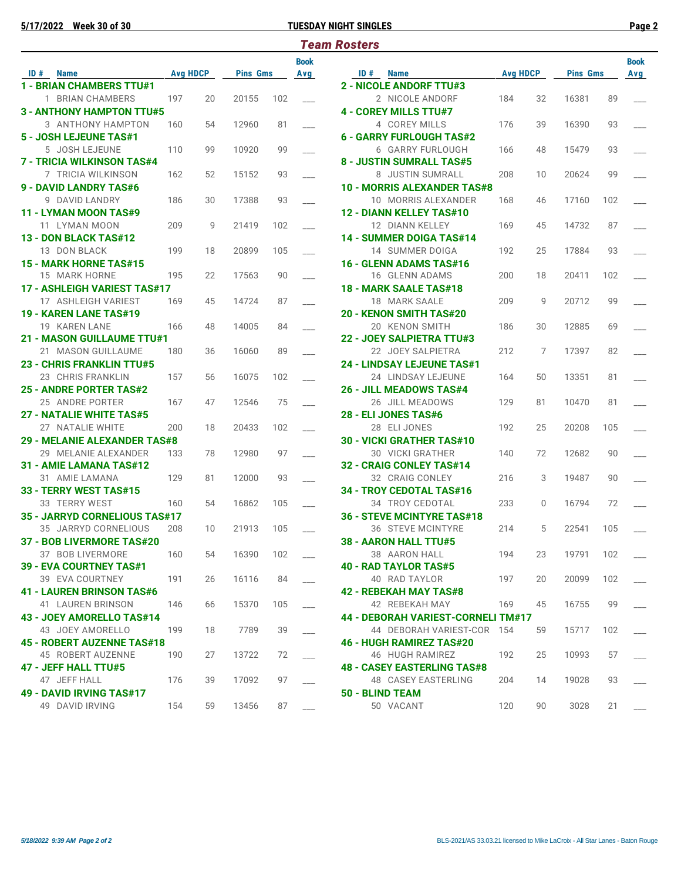## Team Rosters

| ID # | Name | Avg | HDCP | Pins | Gms | Book Avg |
|---|---|---|---|---|---|---|
| **1 - BRIAN CHAMBERS TTU#1** | | | | | | |
| 1 | BRIAN CHAMBERS | 197 | 20 | 20155 | 102 | ___ |
| **3 - ANTHONY HAMPTON TTU#5** | | | | | | |
| 3 | ANTHONY HAMPTON | 160 | 54 | 12960 | 81 | ___ |
| **5 - JOSH LEJEUNE TAS#1** | | | | | | |
| 5 | JOSH LEJEUNE | 110 | 99 | 10920 | 99 | ___ |
| **7 - TRICIA WILKINSON TAS#4** | | | | | | |
| 7 | TRICIA WILKINSON | 162 | 52 | 15152 | 93 | ___ |
| **9 - DAVID LANDRY TAS#6** | | | | | | |
| 9 | DAVID LANDRY | 186 | 30 | 17388 | 93 | ___ |
| **11 - LYMAN MOON TAS#9** | | | | | | |
| 11 | LYMAN MOON | 209 | 9 | 21419 | 102 | ___ |
| **13 - DON BLACK TAS#12** | | | | | | |
| 13 | DON BLACK | 199 | 18 | 20899 | 105 | ___ |
| **15 - MARK HORNE TAS#15** | | | | | | |
| 15 | MARK HORNE | 195 | 22 | 17563 | 90 | ___ |
| **17 - ASHLEIGH VARIEST TAS#17** | | | | | | |
| 17 | ASHLEIGH VARIEST | 169 | 45 | 14724 | 87 | ___ |
| **19 - KAREN LANE TAS#19** | | | | | | |
| 19 | KAREN LANE | 166 | 48 | 14005 | 84 | ___ |
| **21 - MASON GUILLAUME TTU#1** | | | | | | |
| 21 | MASON GUILLAUME | 180 | 36 | 16060 | 89 | ___ |
| **23 - CHRIS FRANKLIN TTU#5** | | | | | | |
| 23 | CHRIS FRANKLIN | 157 | 56 | 16075 | 102 | ___ |
| **25 - ANDRE PORTER TAS#2** | | | | | | |
| 25 | ANDRE PORTER | 167 | 47 | 12546 | 75 | ___ |
| **27 - NATALIE WHITE TAS#5** | | | | | | |
| 27 | NATALIE WHITE | 200 | 18 | 20433 | 102 | ___ |
| **29 - MELANIE ALEXANDER TAS#8** | | | | | | |
| 29 | MELANIE ALEXANDER | 133 | 78 | 12980 | 97 | ___ |
| **31 - AMIE LAMANA TAS#12** | | | | | | |
| 31 | AMIE LAMANA | 129 | 81 | 12000 | 93 | ___ |
| **33 - TERRY WEST TAS#15** | | | | | | |
| 33 | TERRY WEST | 160 | 54 | 16862 | 105 | ___ |
| **35 - JARRYD CORNELIOUS TAS#17** | | | | | | |
| 35 | JARRYD CORNELIOUS | 208 | 10 | 21913 | 105 | ___ |
| **37 - BOB LIVERMORE TAS#20** | | | | | | |
| 37 | BOB LIVERMORE | 160 | 54 | 16390 | 102 | ___ |
| **39 - EVA COURTNEY TAS#1** | | | | | | |
| 39 | EVA COURTNEY | 191 | 26 | 16116 | 84 | ___ |
| **41 - LAUREN BRINSON TAS#6** | | | | | | |
| 41 | LAUREN BRINSON | 146 | 66 | 15370 | 105 | ___ |
| **43 - JOEY AMORELLO TAS#14** | | | | | | |
| 43 | JOEY AMORELLO | 199 | 18 | 7789 | 39 | ___ |
| **45 - ROBERT AUZENNE TAS#18** | | | | | | |
| 45 | ROBERT AUZENNE | 190 | 27 | 13722 | 72 | ___ |
| **47 - JEFF HALL TTU#5** | | | | | | |
| 47 | JEFF HALL | 176 | 39 | 17092 | 97 | ___ |
| **49 - DAVID IRVING TAS#17** | | | | | | |
| 49 | DAVID IRVING | 154 | 59 | 13456 | 87 | ___ |
| **2 - NICOLE ANDORF TTU#3** | | | | | | |
| 2 | NICOLE ANDORF | 184 | 32 | 16381 | 89 | ___ |
| **4 - COREY MILLS TTU#7** | | | | | | |
| 4 | COREY MILLS | 176 | 39 | 16390 | 93 | ___ |
| **6 - GARRY FURLOUGH TAS#2** | | | | | | |
| 6 | GARRY FURLOUGH | 166 | 48 | 15479 | 93 | ___ |
| **8 - JUSTIN SUMRALL TAS#5** | | | | | | |
| 8 | JUSTIN SUMRALL | 208 | 10 | 20624 | 99 | ___ |
| **10 - MORRIS ALEXANDER TAS#8** | | | | | | |
| 10 | MORRIS ALEXANDER | 168 | 46 | 17160 | 102 | ___ |
| **12 - DIANN KELLEY TAS#10** | | | | | | |
| 12 | DIANN KELLEY | 169 | 45 | 14732 | 87 | ___ |
| **14 - SUMMER DOIGA TAS#14** | | | | | | |
| 14 | SUMMER DOIGA | 192 | 25 | 17884 | 93 | ___ |
| **16 - GLENN ADAMS TAS#16** | | | | | | |
| 16 | GLENN ADAMS | 200 | 18 | 20411 | 102 | ___ |
| **18 - MARK SAALE TAS#18** | | | | | | |
| 18 | MARK SAALE | 209 | 9 | 20712 | 99 | ___ |
| **20 - KENON SMITH TAS#20** | | | | | | |
| 20 | KENON SMITH | 186 | 30 | 12885 | 69 | ___ |
| **22 - JOEY SALPIETRA TTU#3** | | | | | | |
| 22 | JOEY SALPIETRA | 212 | 7 | 17397 | 82 | ___ |
| **24 - LINDSAY LEJEUNE TAS#1** | | | | | | |
| 24 | LINDSAY LEJEUNE | 164 | 50 | 13351 | 81 | ___ |
| **26 - JILL MEADOWS TAS#4** | | | | | | |
| 26 | JILL MEADOWS | 129 | 81 | 10470 | 81 | ___ |
| **28 - ELI JONES TAS#6** | | | | | | |
| 28 | ELI JONES | 192 | 25 | 20208 | 105 | ___ |
| **30 - VICKI GRATHER TAS#10** | | | | | | |
| 30 | VICKI GRATHER | 140 | 72 | 12682 | 90 | ___ |
| **32 - CRAIG CONLEY TAS#14** | | | | | | |
| 32 | CRAIG CONLEY | 216 | 3 | 19487 | 90 | ___ |
| **34 - TROY CEDOTAL TAS#16** | | | | | | |
| 34 | TROY CEDOTAL | 233 | 0 | 16794 | 72 | ___ |
| **36 - STEVE MCINTYRE TAS#18** | | | | | | |
| 36 | STEVE MCINTYRE | 214 | 5 | 22541 | 105 | ___ |
| **38 - AARON HALL TTU#5** | | | | | | |
| 38 | AARON HALL | 194 | 23 | 19791 | 102 | ___ |
| **40 - RAD TAYLOR TAS#5** | | | | | | |
| 40 | RAD TAYLOR | 197 | 20 | 20099 | 102 | ___ |
| **42 - REBEKAH MAY TAS#8** | | | | | | |
| 42 | REBEKAH MAY | 169 | 45 | 16755 | 99 | ___ |
| **44 - DEBORAH VARIEST-CORNELI TM#17** | | | | | | |
| 44 | DEBORAH VARIEST-COR | 154 | 59 | 15717 | 102 | ___ |
| **46 - HUGH RAMIREZ TAS#20** | | | | | | |
| 46 | HUGH RAMIREZ | 192 | 25 | 10993 | 57 | ___ |
| **48 - CASEY EASTERLING TAS#8** | | | | | | |
| 48 | CASEY EASTERLING | 204 | 14 | 19028 | 93 | ___ |
| **50 - BLIND TEAM** | | | | | | |
| 50 | VACANT | 120 | 90 | 3028 | 21 | ___ |